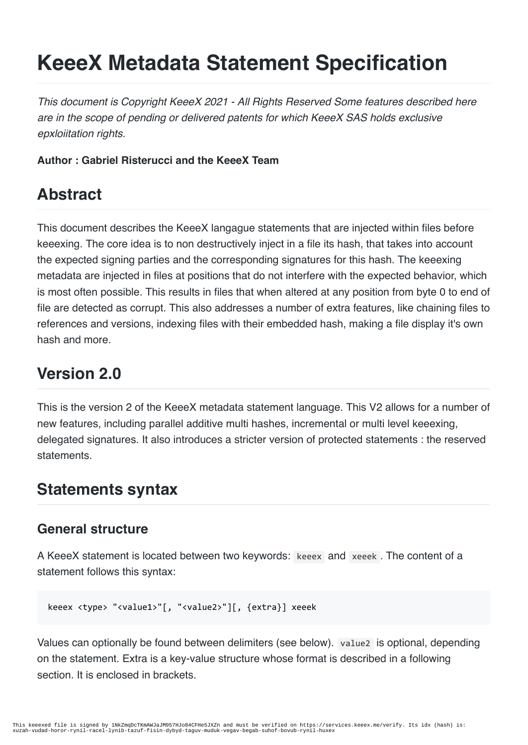# KeeeX Metadata Statement Specification

*This document is Copyright KeeeX 2021 - All Rights Reserved Some features described here are in the scope of pending or delivered patents for which KeeeX SAS holds exclusive epxloiitation rights.*

**Author : Gabriel Risterucci and the KeeeX Team**

## Abstract

This document describes the KeeeX langague statements that are injected within files before keeexing. The core idea is to non destructively inject in a file its hash, that takes into account the expected signing parties and the corresponding signatures for this hash. The keeexing metadata are injected in files at positions that do not interfere with the expected behavior, which is most often possible. This results in files that when altered at any position from byte 0 to end of file are detected as corrupt. This also addresses a number of extra features, like chaining files to references and versions, indexing files with their embedded hash, making a file display it's own hash and more.

## Version 2.0

This is the version 2 of the KeeeX metadata statement language. This V2 allows for a number of new features, including parallel additive multi hashes, incremental or multi level keeexing, delegated signatures. It also introduces a stricter version of protected statements : the reserved statements.

## Statements syntax

### General structure

A KeeeX statement is located between two keywords: `keeex` and `xeeek`. The content of a statement follows this syntax:

```
keeex <type> "<value1>"[, "<value2>"][, {extra}] xeeek
```

Values can optionally be found between delimiters (see below). `value2` is optional, depending on the statement. Extra is a key-value structure whose format is described in a following section. It is enclosed in brackets.

This keeexed file is signed by 1NkZmqDcTKmAWJaJM957HJo84CFHe5JXZn and must be verified on https://services.keeex.me/verify. Its idx (hash) is: xuzah-vudad-horor-rynil-racel-lynib-tazuf-fisin-dybyd-taguv-muduk-vegav-begab-suhof-bovub-rynil-huxex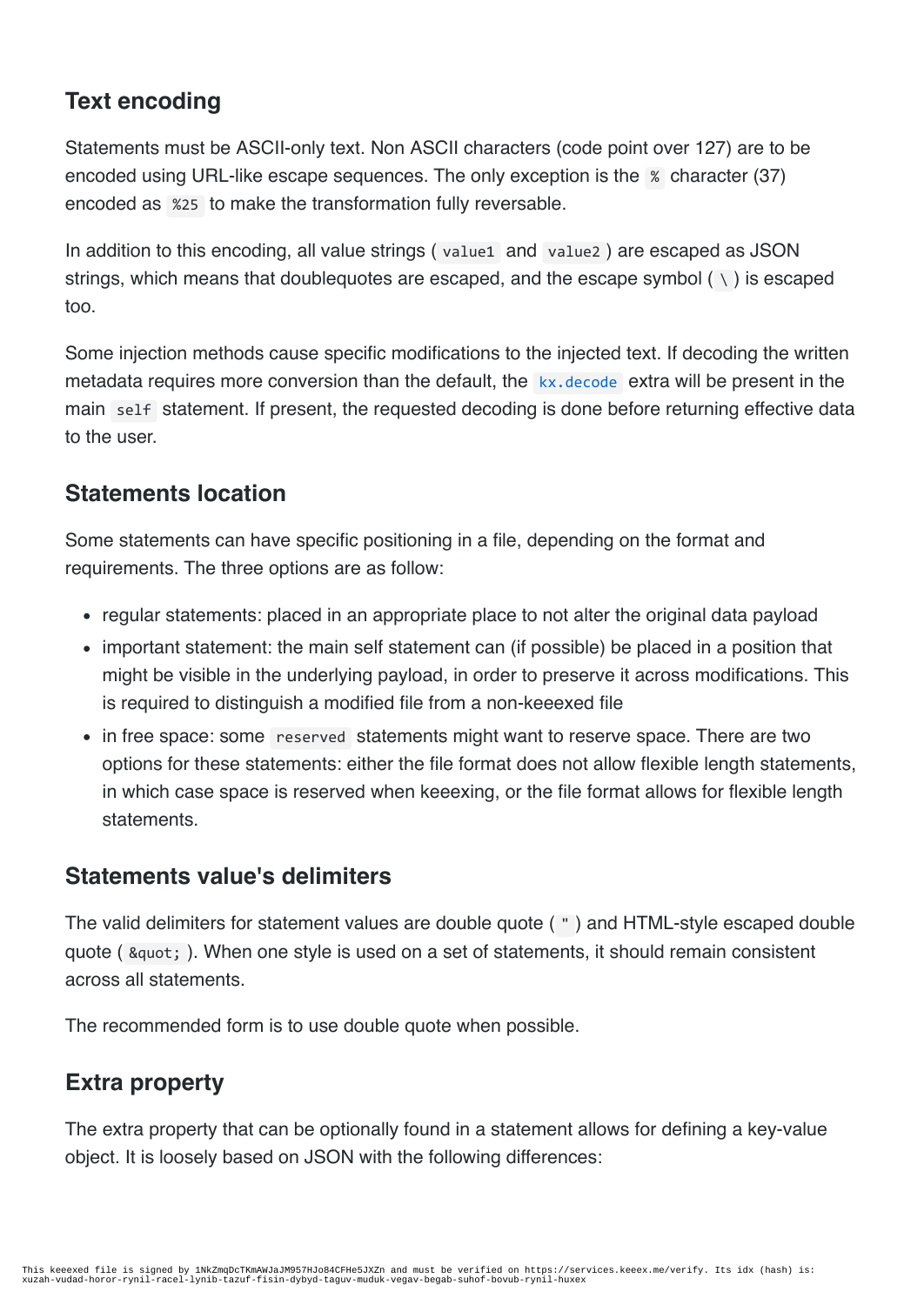## Text encoding

Statements must be ASCII-only text. Non ASCII characters (code point over 127) are to be encoded using URL-like escape sequences. The only exception is the `%` character (37) encoded as `%25` to make the transformation fully reversable.

In addition to this encoding, all value strings ( `value1` and `value2` ) are escaped as JSON strings, which means that doublequotes are escaped, and the escape symbol ( `\` ) is escaped too.

Some injection methods cause specific modifications to the injected text. If decoding the written metadata requires more conversion than the default, the `kx.decode` extra will be present in the main `self` statement. If present, the requested decoding is done before returning effective data to the user.

## Statements location

Some statements can have specific positioning in a file, depending on the format and requirements. The three options are as follow:

- regular statements: placed in an appropriate place to not alter the original data payload
- important statement: the main self statement can (if possible) be placed in a position that might be visible in the underlying payload, in order to preserve it across modifications. This is required to distinguish a modified file from a non-keeexed file
- in free space: some `reserved` statements might want to reserve space. There are two options for these statements: either the file format does not allow flexible length statements, in which case space is reserved when keeexing, or the file format allows for flexible length statements.

## Statements value's delimiters

The valid delimiters for statement values are double quote ( `"` ) and HTML-style escaped double quote ( `&quot;` ). When one style is used on a set of statements, it should remain consistent across all statements.

The recommended form is to use double quote when possible.

## Extra property

The extra property that can be optionally found in a statement allows for defining a key-value object. It is loosely based on JSON with the following differences: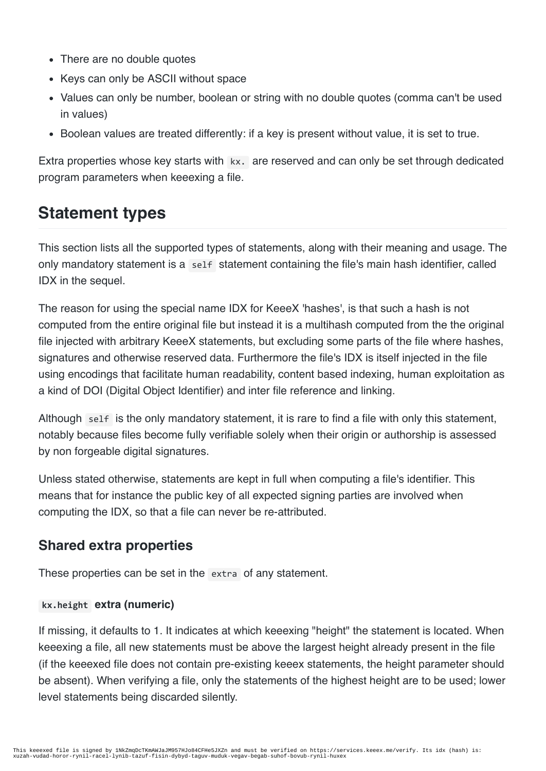- There are no double quotes
- Keys can only be ASCII without space
- Values can only be number, boolean or string with no double quotes (comma can't be used in values)
- Boolean values are treated differently: if a key is present without value, it is set to true.

Extra properties whose key starts with `kx.` are reserved and can only be set through dedicated program parameters when keeexing a file.

## Statement types

This section lists all the supported types of statements, along with their meaning and usage. The only mandatory statement is a `self` statement containing the file's main hash identifier, called IDX in the sequel.

The reason for using the special name IDX for KeeeX 'hashes', is that such a hash is not computed from the entire original file but instead it is a multihash computed from the the original file injected with arbitrary KeeeX statements, but excluding some parts of the file where hashes, signatures and otherwise reserved data. Furthermore the file's IDX is itself injected in the file using encodings that facilitate human readability, content based indexing, human exploitation as a kind of DOI (Digital Object Identifier) and inter file reference and linking.

Although `self` is the only mandatory statement, it is rare to find a file with only this statement, notably because files become fully verifiable solely when their origin or authorship is assessed by non forgeable digital signatures.

Unless stated otherwise, statements are kept in full when computing a file's identifier. This means that for instance the public key of all expected signing parties are involved when computing the IDX, so that a file can never be re-attributed.

### Shared extra properties

These properties can be set in the `extra` of any statement.

#### `kx.height` extra (numeric)

If missing, it defaults to 1. It indicates at which keeexing "height" the statement is located. When keeexing a file, all new statements must be above the largest height already present in the file (if the keeexed file does not contain pre-existing keeex statements, the height parameter should be absent). When verifying a file, only the statements of the highest height are to be used; lower level statements being discarded silently.

This keeexed file is signed by 1NkZmqDcTKmAWJaJM957HJo84CFHe5JXZn and must be verified on https://services.keeex.me/verify. Its idx (hash) is: xuzah-vudad-horor-rynil-racel-lynib-tazuf-fisin-dybyd-taguv-muduk-vegav-begab-suhof-bovub-rynil-huxex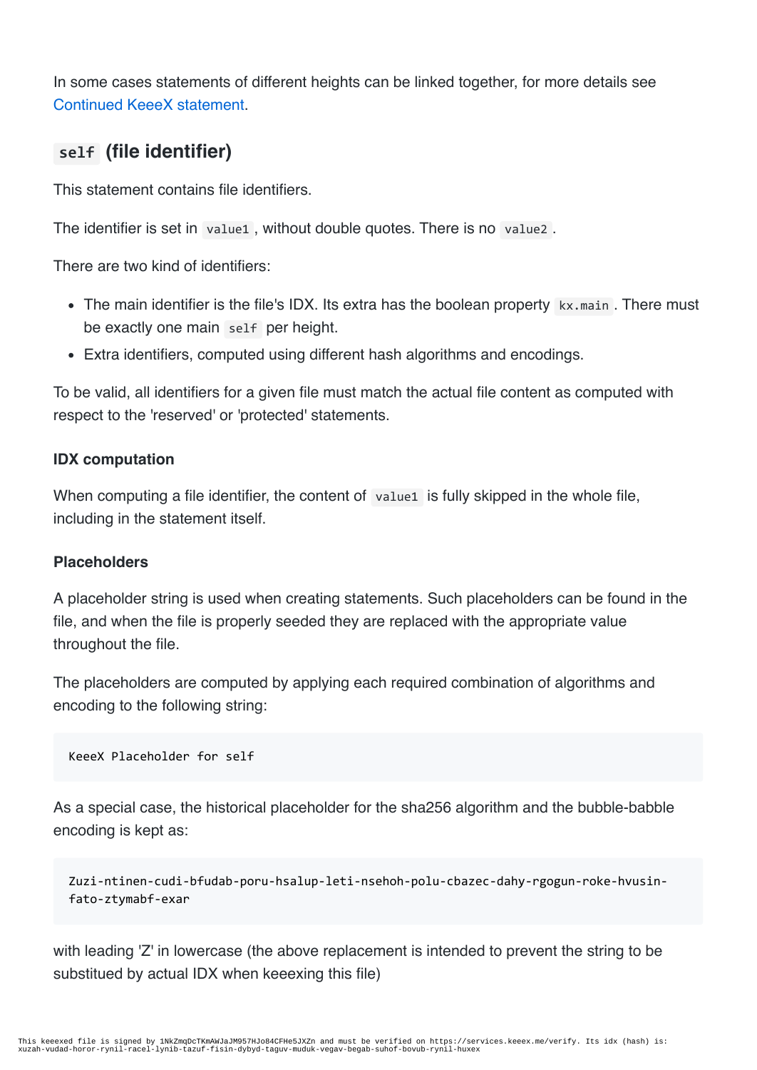In some cases statements of different heights can be linked together, for more details see Continued KeeeX statement.

## `self` (file identifier)

This statement contains file identifiers.

The identifier is set in `value1`, without double quotes. There is no `value2`.

There are two kind of identifiers:

- The main identifier is the file's IDX. Its extra has the boolean property `kx.main`. There must be exactly one main `self` per height.
- Extra identifiers, computed using different hash algorithms and encodings.

To be valid, all identifiers for a given file must match the actual file content as computed with respect to the 'reserved' or 'protected' statements.

#### IDX computation

When computing a file identifier, the content of `value1` is fully skipped in the whole file, including in the statement itself.

#### Placeholders

A placeholder string is used when creating statements. Such placeholders can be found in the file, and when the file is properly seeded they are replaced with the appropriate value throughout the file.

The placeholders are computed by applying each required combination of algorithms and encoding to the following string:

```
KeeeX Placeholder for self
```

As a special case, the historical placeholder for the sha256 algorithm and the bubble-babble encoding is kept as:

```
Zuzi-ntinen-cudi-bfudab-poru-hsalup-leti-nsehoh-polu-cbazec-dahy-rgogun-roke-hvusin-fato-ztymabf-exar
```

with leading 'Z' in lowercase (the above replacement is intended to prevent the string to be substitued by actual IDX when keeexing this file)

This keeexed file is signed by 1NkZmqDcTKmAWJaJM957HJoB4CFHe5JXZn and must be verified on https://services.keeex.me/verify. Its idx (hash) is: xuzah-vudad-horor-rynil-racel-lynib-tazuf-fisin-dybyd-taguv-muduk-vegav-begab-suhof-bovub-rynil-huxex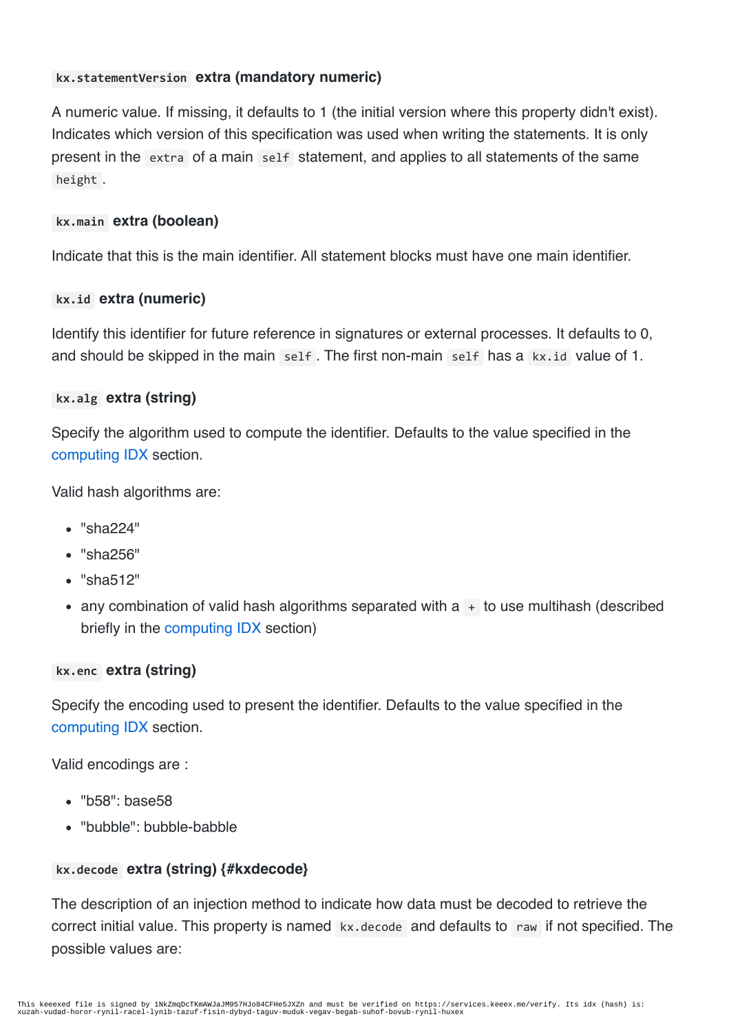#### `kx.statementVersion` extra (mandatory numeric)

A numeric value. If missing, it defaults to 1 (the initial version where this property didn't exist). Indicates which version of this specification was used when writing the statements. It is only present in the `extra` of a main `self` statement, and applies to all statements of the same `height`.

#### `kx.main` extra (boolean)

Indicate that this is the main identifier. All statement blocks must have one main identifier.

#### `kx.id` extra (numeric)

Identify this identifier for future reference in signatures or external processes. It defaults to 0, and should be skipped in the main `self`. The first non-main `self` has a `kx.id` value of 1.

#### `kx.alg` extra (string)

Specify the algorithm used to compute the identifier. Defaults to the value specified in the computing IDX section.

Valid hash algorithms are:

- "sha224"
- "sha256"
- "sha512"
- any combination of valid hash algorithms separated with a `+` to use multihash (described briefly in the computing IDX section)

#### `kx.enc` extra (string)

Specify the encoding used to present the identifier. Defaults to the value specified in the computing IDX section.

Valid encodings are :

- "b58": base58
- "bubble": bubble-babble

#### `kx.decode` extra (string) {#kxdecode}

The description of an injection method to indicate how data must be decoded to retrieve the correct initial value. This property is named `kx.decode` and defaults to `raw` if not specified. The possible values are: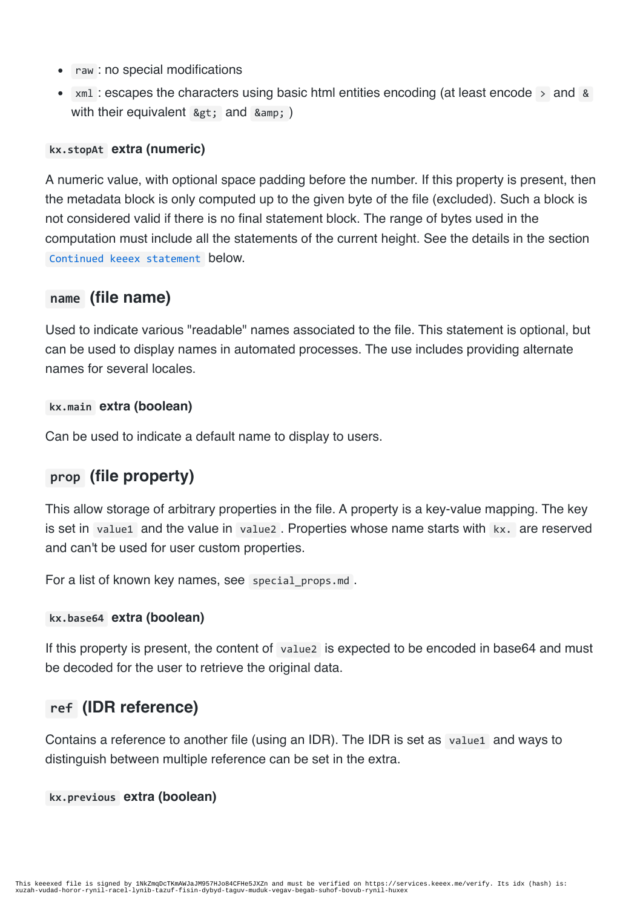- `raw` : no special modifications
- `xml` : escapes the characters using basic html entities encoding (at least encode `>` and `&` with their equivalent `&gt;` and `&amp;` )

#### `kx.stopAt` extra (numeric)

A numeric value, with optional space padding before the number. If this property is present, then the metadata block is only computed up to the given byte of the file (excluded). Such a block is not considered valid if there is no final statement block. The range of bytes used in the computation must include all the statements of the current height. See the details in the section `Continued keeex statement` below.

### `name` (file name)

Used to indicate various "readable" names associated to the file. This statement is optional, but can be used to display names in automated processes. The use includes providing alternate names for several locales.

#### `kx.main` extra (boolean)

Can be used to indicate a default name to display to users.

### `prop` (file property)

This allow storage of arbitrary properties in the file. A property is a key-value mapping. The key is set in `value1` and the value in `value2` . Properties whose name starts with `kx.` are reserved and can't be used for user custom properties.

For a list of known key names, see `special_props.md` .

#### `kx.base64` extra (boolean)

If this property is present, the content of `value2` is expected to be encoded in base64 and must be decoded for the user to retrieve the original data.

### `ref` (IDR reference)

Contains a reference to another file (using an IDR). The IDR is set as `value1` and ways to distinguish between multiple reference can be set in the extra.

#### `kx.previous` extra (boolean)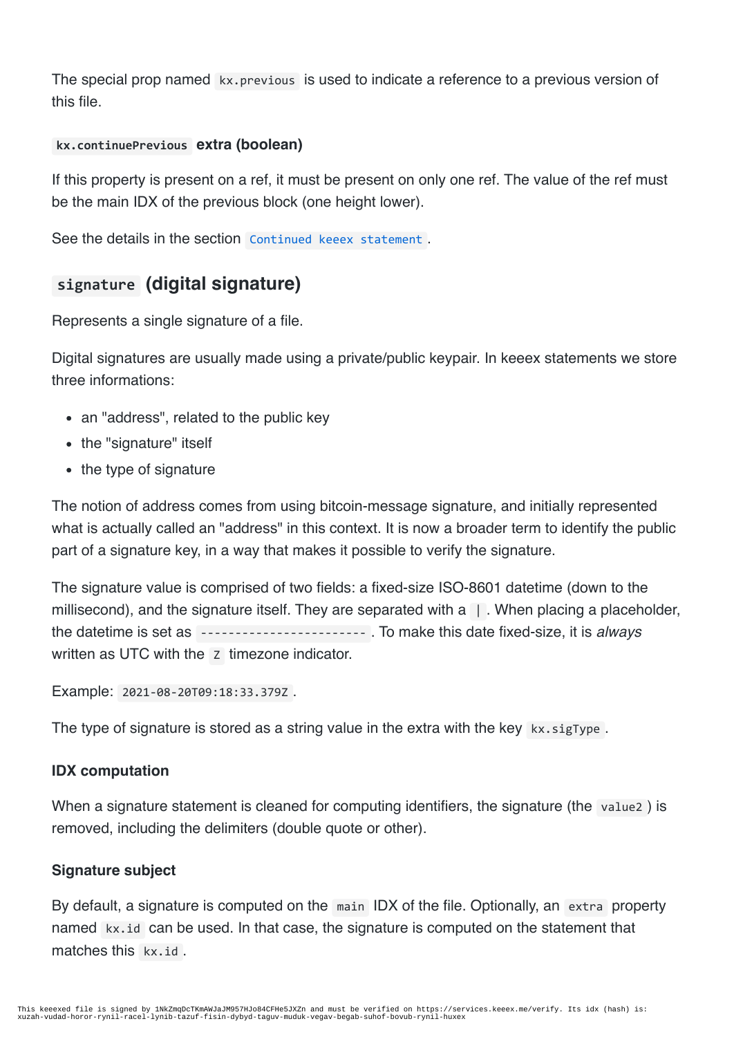The special prop named `kx.previous` is used to indicate a reference to a previous version of this file.

#### `kx.continuePrevious` extra (boolean)

If this property is present on a ref, it must be present on only one ref. The value of the ref must be the main IDX of the previous block (one height lower).

See the details in the section `Continued keeex statement`.

### `signature` (digital signature)

Represents a single signature of a file.

Digital signatures are usually made using a private/public keypair. In keeex statements we store three informations:

- an "address", related to the public key
- the "signature" itself
- the type of signature

The notion of address comes from using bitcoin-message signature, and initially represented what is actually called an "address" in this context. It is now a broader term to identify the public part of a signature key, in a way that makes it possible to verify the signature.

The signature value is comprised of two fields: a fixed-size ISO-8601 datetime (down to the millisecond), and the signature itself. They are separated with a `|`. When placing a placeholder, the datetime is set as `------------------------`. To make this date fixed-size, it is *always* written as UTC with the `Z` timezone indicator.

Example: `2021-08-20T09:18:33.379Z`.

The type of signature is stored as a string value in the extra with the key `kx.sigType`.

#### IDX computation

When a signature statement is cleaned for computing identifiers, the signature (the `value2`) is removed, including the delimiters (double quote or other).

#### Signature subject

By default, a signature is computed on the `main` IDX of the file. Optionally, an `extra` property named `kx.id` can be used. In that case, the signature is computed on the statement that matches this `kx.id`.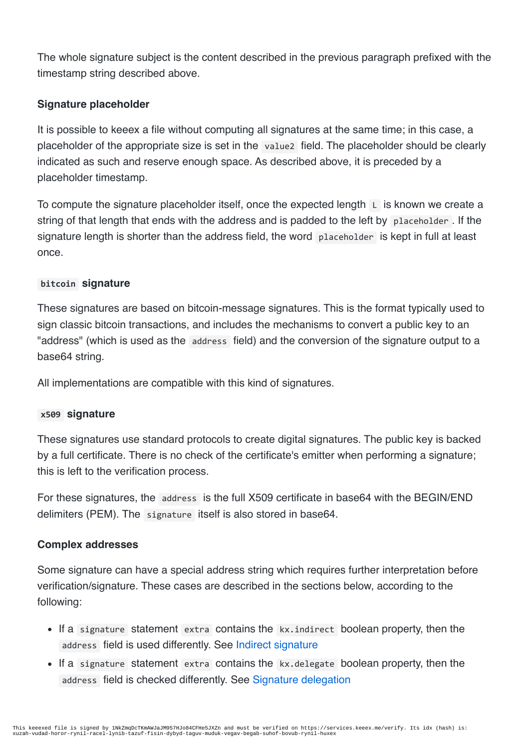The whole signature subject is the content described in the previous paragraph prefixed with the timestamp string described above.

#### Signature placeholder

It is possible to keeex a file without computing all signatures at the same time; in this case, a placeholder of the appropriate size is set in the `value2` field. The placeholder should be clearly indicated as such and reserve enough space. As described above, it is preceded by a placeholder timestamp.

To compute the signature placeholder itself, once the expected length `L` is known we create a string of that length that ends with the address and is padded to the left by `placeholder`. If the signature length is shorter than the address field, the word `placeholder` is kept in full at least once.

#### `bitcoin` signature

These signatures are based on bitcoin-message signatures. This is the format typically used to sign classic bitcoin transactions, and includes the mechanisms to convert a public key to an "address" (which is used as the `address` field) and the conversion of the signature output to a base64 string.

All implementations are compatible with this kind of signatures.

#### `x509` signature

These signatures use standard protocols to create digital signatures. The public key is backed by a full certificate. There is no check of the certificate's emitter when performing a signature; this is left to the verification process.

For these signatures, the `address` is the full X509 certificate in base64 with the BEGIN/END delimiters (PEM). The `signature` itself is also stored in base64.

#### Complex addresses

Some signature can have a special address string which requires further interpretation before verification/signature. These cases are described in the sections below, according to the following:

- If a `signature` statement `extra` contains the `kx.indirect` boolean property, then the `address` field is used differently. See Indirect signature
- If a `signature` statement `extra` contains the `kx.delegate` boolean property, then the `address` field is checked differently. See Signature delegation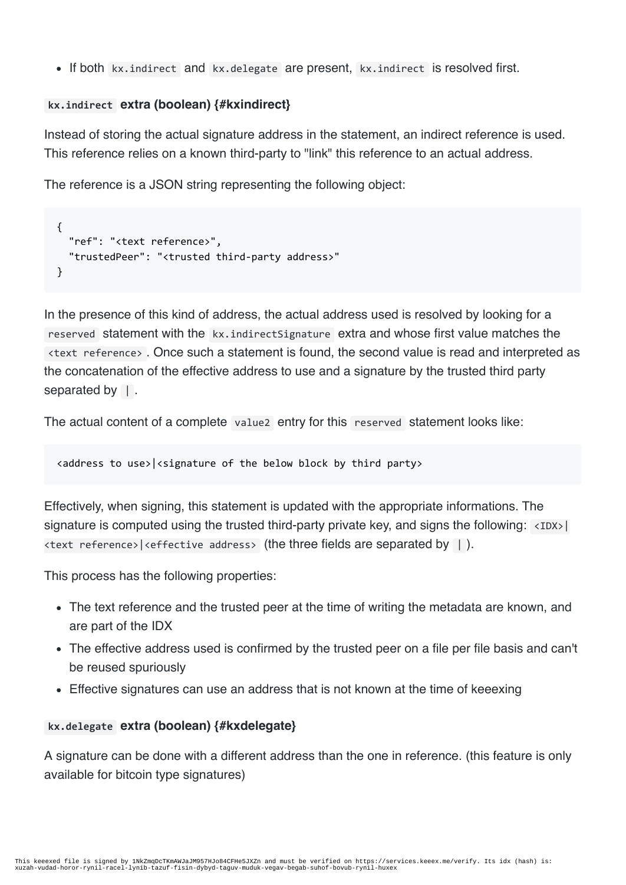- If both `kx.indirect` and `kx.delegate` are present, `kx.indirect` is resolved first.

#### `kx.indirect` extra (boolean) {#kxindirect}

Instead of storing the actual signature address in the statement, an indirect reference is used. This reference relies on a known third-party to "link" this reference to an actual address.

The reference is a JSON string representing the following object:

```
{
  "ref": "<text reference>",
  "trustedPeer": "<trusted third-party address>"
}
```

In the presence of this kind of address, the actual address used is resolved by looking for a `reserved` statement with the `kx.indirectSignature` extra and whose first value matches the `<text reference>`. Once such a statement is found, the second value is read and interpreted as the concatenation of the effective address to use and a signature by the trusted third party separated by `|`.

The actual content of a complete `value2` entry for this `reserved` statement looks like:

```
<address to use>|<signature of the below block by third party>
```

Effectively, when signing, this statement is updated with the appropriate informations. The signature is computed using the trusted third-party private key, and signs the following: `<IDX>|<text reference>|<effective address>` (the three fields are separated by `|`).

This process has the following properties:

- The text reference and the trusted peer at the time of writing the metadata are known, and are part of the IDX
- The effective address used is confirmed by the trusted peer on a file per file basis and can't be reused spuriously
- Effective signatures can use an address that is not known at the time of keeexing

#### `kx.delegate` extra (boolean) {#kxdelegate}

A signature can be done with a different address than the one in reference. (this feature is only available for bitcoin type signatures)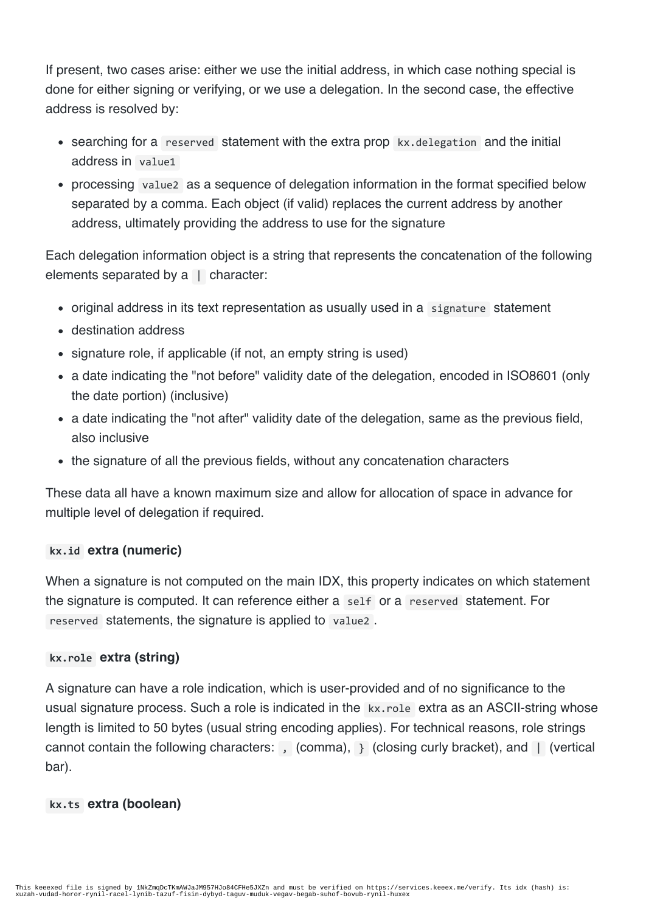If present, two cases arise: either we use the initial address, in which case nothing special is done for either signing or verifying, or we use a delegation. In the second case, the effective address is resolved by:

- searching for a `reserved` statement with the extra prop `kx.delegation` and the initial address in `value1`
- processing `value2` as a sequence of delegation information in the format specified below separated by a comma. Each object (if valid) replaces the current address by another address, ultimately providing the address to use for the signature

Each delegation information object is a string that represents the concatenation of the following elements separated by a `|` character:

- original address in its text representation as usually used in a `signature` statement
- destination address
- signature role, if applicable (if not, an empty string is used)
- a date indicating the "not before" validity date of the delegation, encoded in ISO8601 (only the date portion) (inclusive)
- a date indicating the "not after" validity date of the delegation, same as the previous field, also inclusive
- the signature of all the previous fields, without any concatenation characters

These data all have a known maximum size and allow for allocation of space in advance for multiple level of delegation if required.

#### `kx.id` extra (numeric)

When a signature is not computed on the main IDX, this property indicates on which statement the signature is computed. It can reference either a `self` or a `reserved` statement. For `reserved` statements, the signature is applied to `value2`.

#### `kx.role` extra (string)

A signature can have a role indication, which is user-provided and of no significance to the usual signature process. Such a role is indicated in the `kx.role` extra as an ASCII-string whose length is limited to 50 bytes (usual string encoding applies). For technical reasons, role strings cannot contain the following characters: `,` (comma), `}` (closing curly bracket), and `|` (vertical bar).

#### `kx.ts` extra (boolean)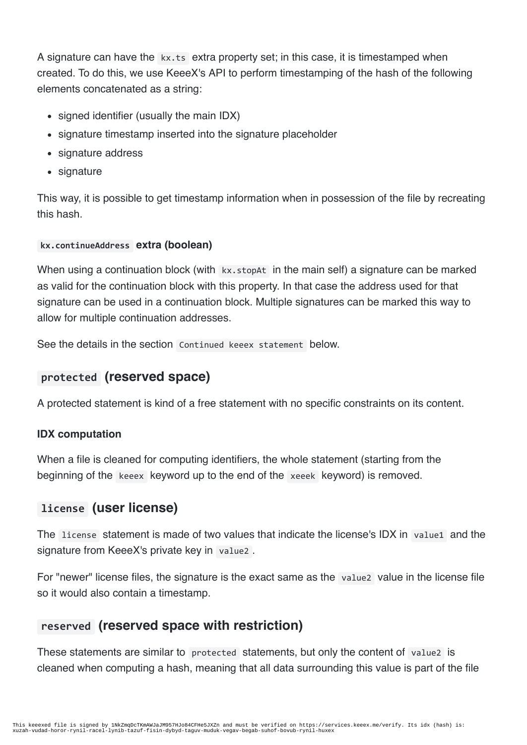A signature can have the `kx.ts` extra property set; in this case, it is timestamped when created. To do this, we use KeeeX's API to perform timestamping of the hash of the following elements concatenated as a string:

- signed identifier (usually the main IDX)
- signature timestamp inserted into the signature placeholder
- signature address
- signature

This way, it is possible to get timestamp information when in possession of the file by recreating this hash.

#### `kx.continueAddress` extra (boolean)

When using a continuation block (with `kx.stopAt` in the main self) a signature can be marked as valid for the continuation block with this property. In that case the address used for that signature can be used in a continuation block. Multiple signatures can be marked this way to allow for multiple continuation addresses.

See the details in the section `Continued keeex statement` below.

### `protected` (reserved space)

A protected statement is kind of a free statement with no specific constraints on its content.

#### IDX computation

When a file is cleaned for computing identifiers, the whole statement (starting from the beginning of the `keeex` keyword up to the end of the `xeeek` keyword) is removed.

### `license` (user license)

The `license` statement is made of two values that indicate the license's IDX in `value1` and the signature from KeeeX's private key in `value2`.

For "newer" license files, the signature is the exact same as the `value2` value in the license file so it would also contain a timestamp.

### `reserved` (reserved space with restriction)

These statements are similar to `protected` statements, but only the content of `value2` is cleaned when computing a hash, meaning that all data surrounding this value is part of the file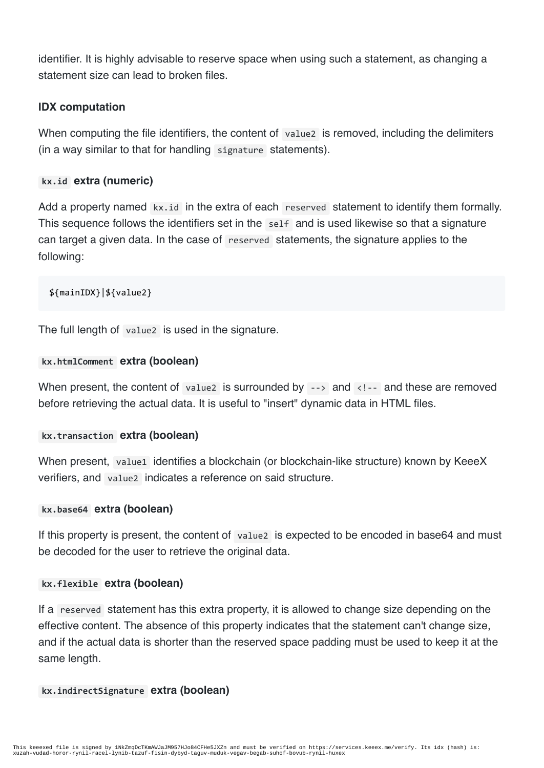identifier. It is highly advisable to reserve space when using such a statement, as changing a statement size can lead to broken files.

#### IDX computation

When computing the file identifiers, the content of `value2` is removed, including the delimiters (in a way similar to that for handling `signature` statements).

#### `kx.id` extra (numeric)

Add a property named `kx.id` in the extra of each `reserved` statement to identify them formally. This sequence follows the identifiers set in the `self` and is used likewise so that a signature can target a given data. In the case of `reserved` statements, the signature applies to the following:

```
${mainIDX}|${value2}
```

The full length of `value2` is used in the signature.

#### `kx.htmlComment` extra (boolean)

When present, the content of `value2` is surrounded by `-->` and `<!--` and these are removed before retrieving the actual data. It is useful to "insert" dynamic data in HTML files.

#### `kx.transaction` extra (boolean)

When present, `value1` identifies a blockchain (or blockchain-like structure) known by KeeeX verifiers, and `value2` indicates a reference on said structure.

#### `kx.base64` extra (boolean)

If this property is present, the content of `value2` is expected to be encoded in base64 and must be decoded for the user to retrieve the original data.

#### `kx.flexible` extra (boolean)

If a `reserved` statement has this extra property, it is allowed to change size depending on the effective content. The absence of this property indicates that the statement can't change size, and if the actual data is shorter than the reserved space padding must be used to keep it at the same length.

#### `kx.indirectSignature` extra (boolean)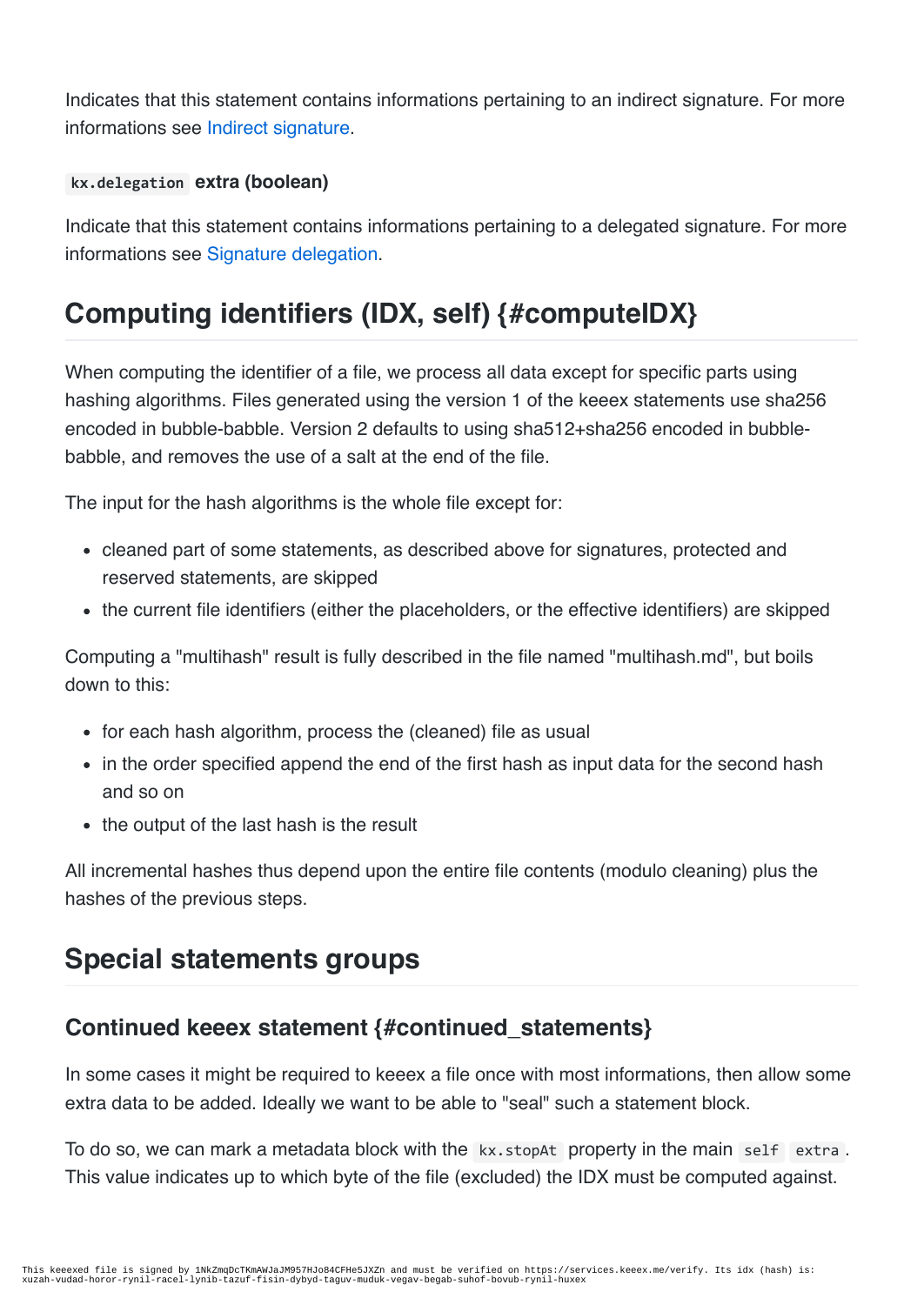Indicates that this statement contains informations pertaining to an indirect signature. For more informations see Indirect signature.

#### `kx.delegation` extra (boolean)

Indicate that this statement contains informations pertaining to a delegated signature. For more informations see Signature delegation.

## Computing identifiers (IDX, self) {#computeIDX}

When computing the identifier of a file, we process all data except for specific parts using hashing algorithms. Files generated using the version 1 of the keeex statements use sha256 encoded in bubble-babble. Version 2 defaults to using sha512+sha256 encoded in bubble-babble, and removes the use of a salt at the end of the file.

The input for the hash algorithms is the whole file except for:

- cleaned part of some statements, as described above for signatures, protected and reserved statements, are skipped
- the current file identifiers (either the placeholders, or the effective identifiers) are skipped

Computing a "multihash" result is fully described in the file named "multihash.md", but boils down to this:

- for each hash algorithm, process the (cleaned) file as usual
- in the order specified append the end of the first hash as input data for the second hash and so on
- the output of the last hash is the result

All incremental hashes thus depend upon the entire file contents (modulo cleaning) plus the hashes of the previous steps.

## Special statements groups

### Continued keeex statement {#continued_statements}

In some cases it might be required to keeex a file once with most informations, then allow some extra data to be added. Ideally we want to be able to "seal" such a statement block.

To do so, we can mark a metadata block with the `kx.stopAt` property in the main `self` `extra`. This value indicates up to which byte of the file (excluded) the IDX must be computed against.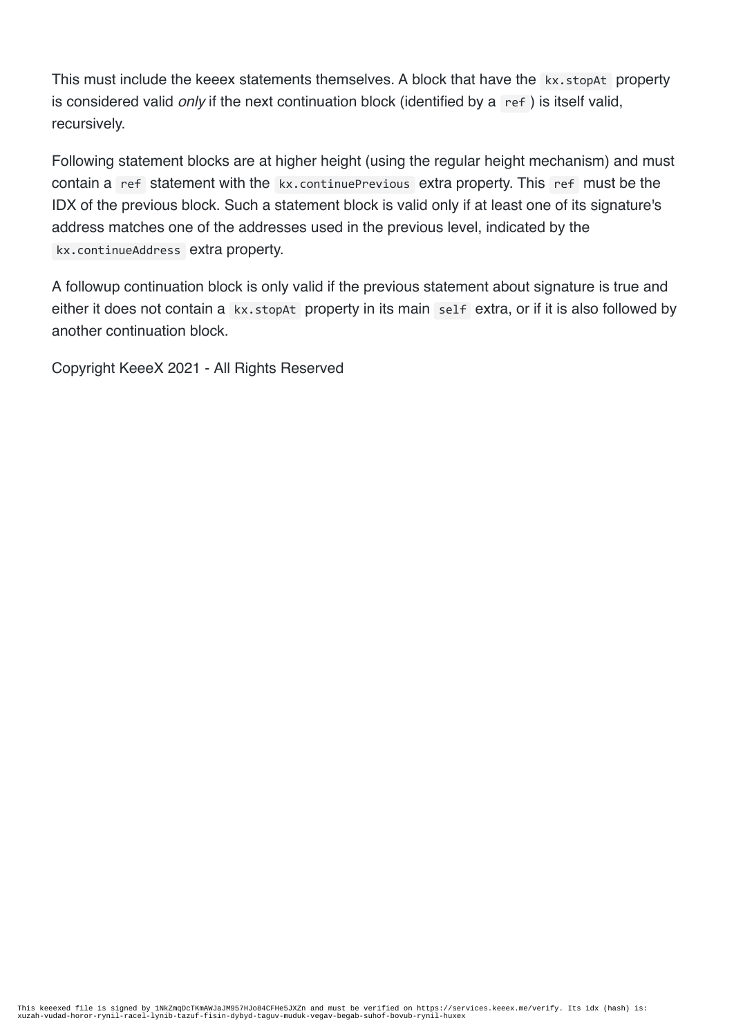This must include the keeex statements themselves. A block that have the `kx.stopAt` property is considered valid *only* if the next continuation block (identified by a `ref`) is itself valid, recursively.

Following statement blocks are at higher height (using the regular height mechanism) and must contain a `ref` statement with the `kx.continuePrevious` extra property. This `ref` must be the IDX of the previous block. Such a statement block is valid only if at least one of its signature's address matches one of the addresses used in the previous level, indicated by the `kx.continueAddress` extra property.

A followup continuation block is only valid if the previous statement about signature is true and either it does not contain a `kx.stopAt` property in its main `self` extra, or if it is also followed by another continuation block.

Copyright KeeeX 2021 - All Rights Reserved